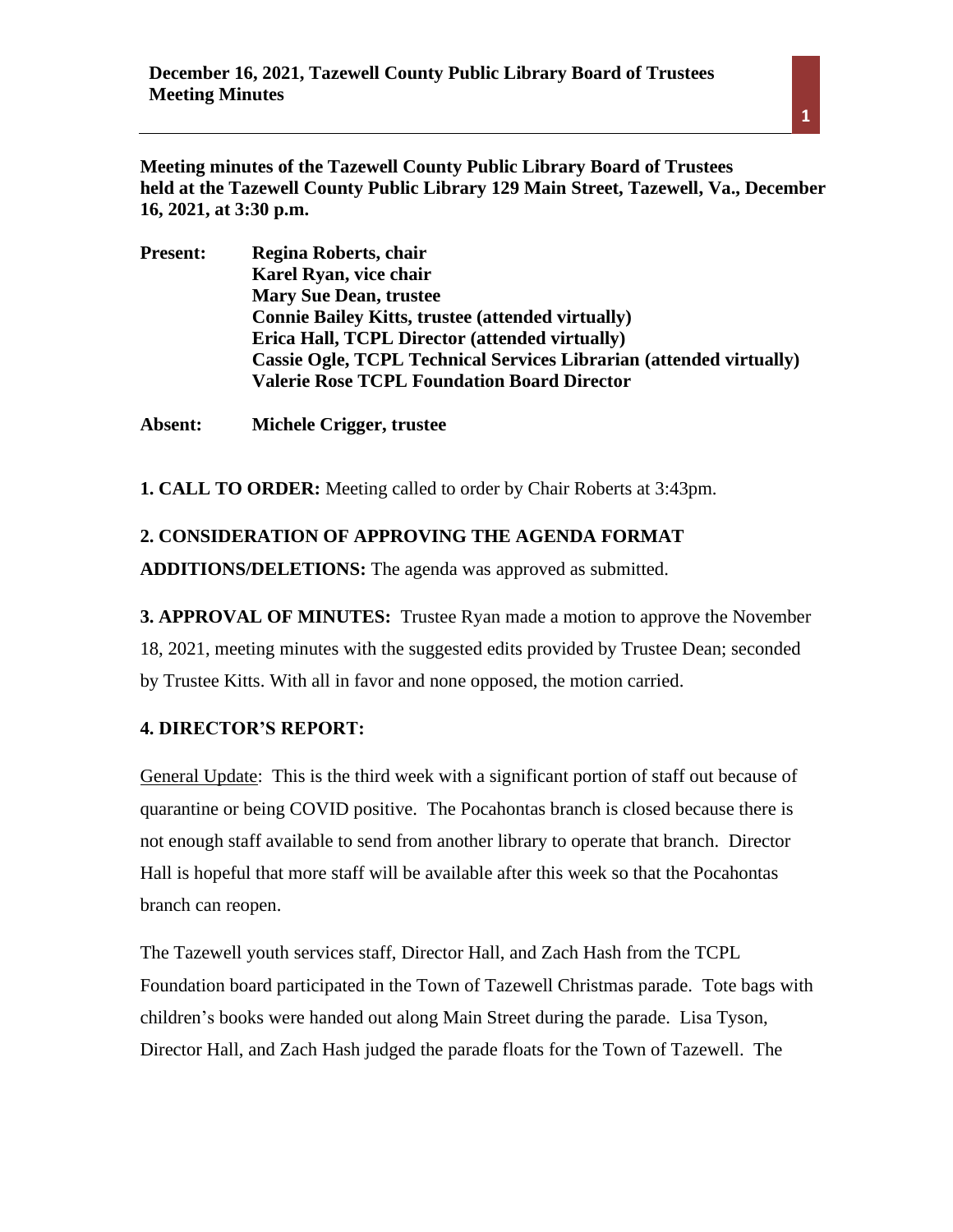**Meeting minutes of the Tazewell County Public Library Board of Trustees held at the Tazewell County Public Library 129 Main Street, Tazewell, Va., December 16, 2021, at 3:30 p.m.**

**Present:** **Regina Roberts, chair**
**Karel Ryan, vice chair**
**Mary Sue Dean, trustee**
**Connie Bailey Kitts, trustee (attended virtually)**
**Erica Hall, TCPL Director (attended virtually)**
**Cassie Ogle, TCPL Technical Services Librarian (attended virtually)**
**Valerie Rose TCPL Foundation Board Director**

**Absent:** **Michele Crigger, trustee**

**1. CALL TO ORDER:** Meeting called to order by Chair Roberts at 3:43pm.

**2. CONSIDERATION OF APPROVING THE AGENDA FORMAT ADDITIONS/DELETIONS:** The agenda was approved as submitted.

**3. APPROVAL OF MINUTES:** Trustee Ryan made a motion to approve the November 18, 2021, meeting minutes with the suggested edits provided by Trustee Dean; seconded by Trustee Kitts. With all in favor and none opposed, the motion carried.

**4. DIRECTOR'S REPORT:**

General Update: This is the third week with a significant portion of staff out because of quarantine or being COVID positive. The Pocahontas branch is closed because there is not enough staff available to send from another library to operate that branch. Director Hall is hopeful that more staff will be available after this week so that the Pocahontas branch can reopen.

The Tazewell youth services staff, Director Hall, and Zach Hash from the TCPL Foundation board participated in the Town of Tazewell Christmas parade. Tote bags with children's books were handed out along Main Street during the parade. Lisa Tyson, Director Hall, and Zach Hash judged the parade floats for the Town of Tazewell. The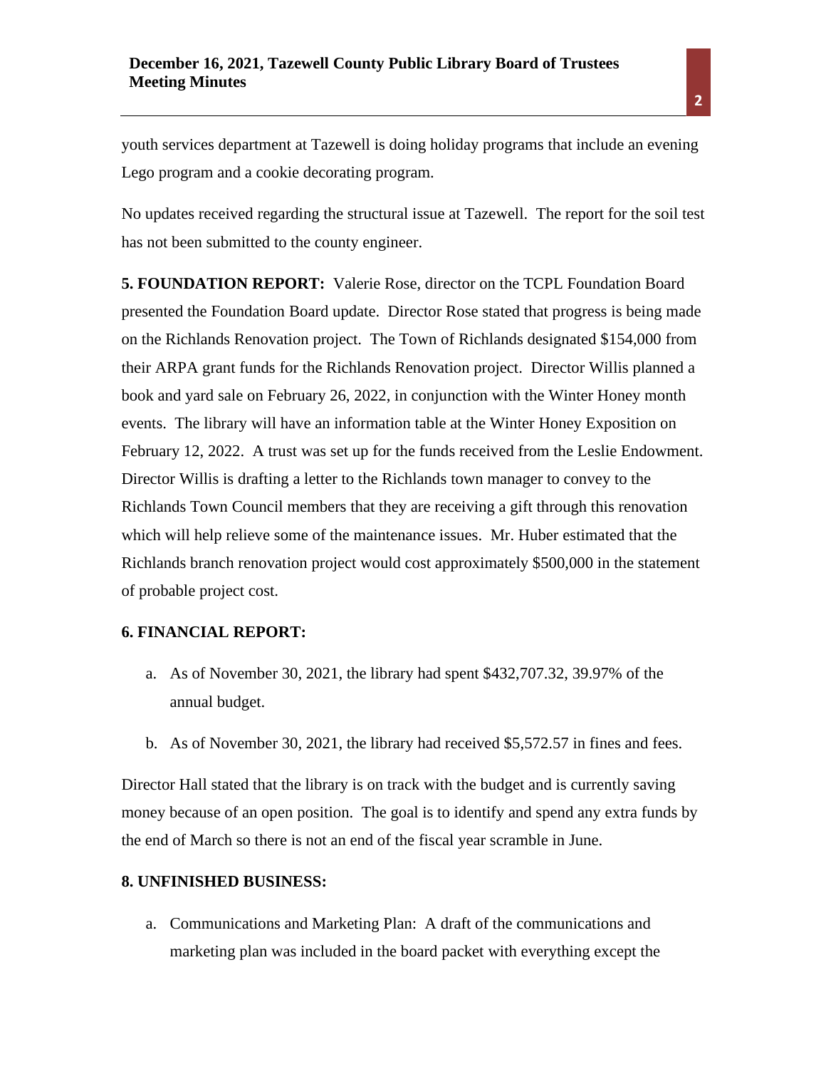youth services department at Tazewell is doing holiday programs that include an evening Lego program and a cookie decorating program.

No updates received regarding the structural issue at Tazewell. The report for the soil test has not been submitted to the county engineer.

**5. FOUNDATION REPORT:** Valerie Rose, director on the TCPL Foundation Board presented the Foundation Board update. Director Rose stated that progress is being made on the Richlands Renovation project. The Town of Richlands designated $154,000 from their ARPA grant funds for the Richlands Renovation project. Director Willis planned a book and yard sale on February 26, 2022, in conjunction with the Winter Honey month events. The library will have an information table at the Winter Honey Exposition on February 12, 2022. A trust was set up for the funds received from the Leslie Endowment. Director Willis is drafting a letter to the Richlands town manager to convey to the Richlands Town Council members that they are receiving a gift through this renovation which will help relieve some of the maintenance issues. Mr. Huber estimated that the Richlands branch renovation project would cost approximately $500,000 in the statement of probable project cost.

**6. FINANCIAL REPORT:**

a. As of November 30, 2021, the library had spent $432,707.32, 39.97% of the annual budget.

b. As of November 30, 2021, the library had received $5,572.57 in fines and fees.

Director Hall stated that the library is on track with the budget and is currently saving money because of an open position. The goal is to identify and spend any extra funds by the end of March so there is not an end of the fiscal year scramble in June.

**8. UNFINISHED BUSINESS:**

a. Communications and Marketing Plan: A draft of the communications and marketing plan was included in the board packet with everything except the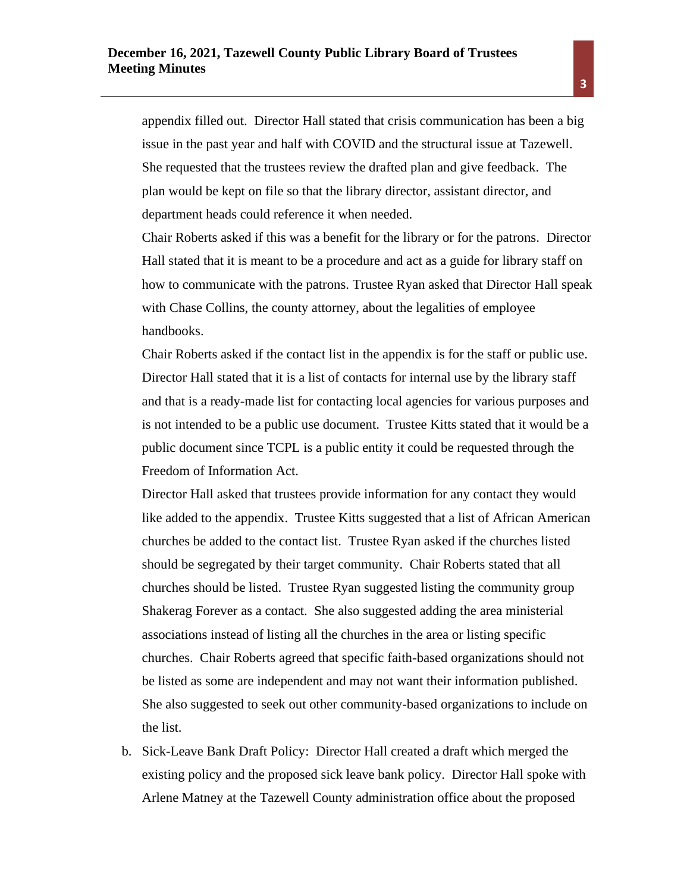appendix filled out. Director Hall stated that crisis communication has been a big issue in the past year and half with COVID and the structural issue at Tazewell. She requested that the trustees review the drafted plan and give feedback. The plan would be kept on file so that the library director, assistant director, and department heads could reference it when needed.

Chair Roberts asked if this was a benefit for the library or for the patrons. Director Hall stated that it is meant to be a procedure and act as a guide for library staff on how to communicate with the patrons. Trustee Ryan asked that Director Hall speak with Chase Collins, the county attorney, about the legalities of employee handbooks.

Chair Roberts asked if the contact list in the appendix is for the staff or public use. Director Hall stated that it is a list of contacts for internal use by the library staff and that is a ready-made list for contacting local agencies for various purposes and is not intended to be a public use document. Trustee Kitts stated that it would be a public document since TCPL is a public entity it could be requested through the Freedom of Information Act.

Director Hall asked that trustees provide information for any contact they would like added to the appendix. Trustee Kitts suggested that a list of African American churches be added to the contact list. Trustee Ryan asked if the churches listed should be segregated by their target community. Chair Roberts stated that all churches should be listed. Trustee Ryan suggested listing the community group Shakerag Forever as a contact. She also suggested adding the area ministerial associations instead of listing all the churches in the area or listing specific churches. Chair Roberts agreed that specific faith-based organizations should not be listed as some are independent and may not want their information published. She also suggested to seek out other community-based organizations to include on the list.

b. Sick-Leave Bank Draft Policy: Director Hall created a draft which merged the existing policy and the proposed sick leave bank policy. Director Hall spoke with Arlene Matney at the Tazewell County administration office about the proposed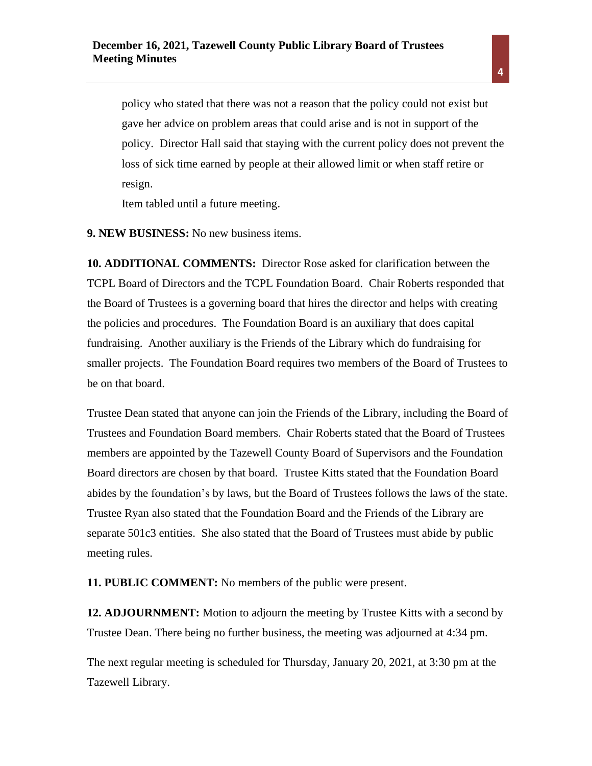policy who stated that there was not a reason that the policy could not exist but gave her advice on problem areas that could arise and is not in support of the policy. Director Hall said that staying with the current policy does not prevent the loss of sick time earned by people at their allowed limit or when staff retire or resign.

Item tabled until a future meeting.

**9. NEW BUSINESS:** No new business items.

**10. ADDITIONAL COMMENTS:** Director Rose asked for clarification between the TCPL Board of Directors and the TCPL Foundation Board. Chair Roberts responded that the Board of Trustees is a governing board that hires the director and helps with creating the policies and procedures. The Foundation Board is an auxiliary that does capital fundraising. Another auxiliary is the Friends of the Library which do fundraising for smaller projects. The Foundation Board requires two members of the Board of Trustees to be on that board.

Trustee Dean stated that anyone can join the Friends of the Library, including the Board of Trustees and Foundation Board members. Chair Roberts stated that the Board of Trustees members are appointed by the Tazewell County Board of Supervisors and the Foundation Board directors are chosen by that board. Trustee Kitts stated that the Foundation Board abides by the foundation's by laws, but the Board of Trustees follows the laws of the state. Trustee Ryan also stated that the Foundation Board and the Friends of the Library are separate 501c3 entities. She also stated that the Board of Trustees must abide by public meeting rules.

**11. PUBLIC COMMENT:** No members of the public were present.

**12. ADJOURNMENT:** Motion to adjourn the meeting by Trustee Kitts with a second by Trustee Dean. There being no further business, the meeting was adjourned at 4:34 pm.

The next regular meeting is scheduled for Thursday, January 20, 2021, at 3:30 pm at the Tazewell Library.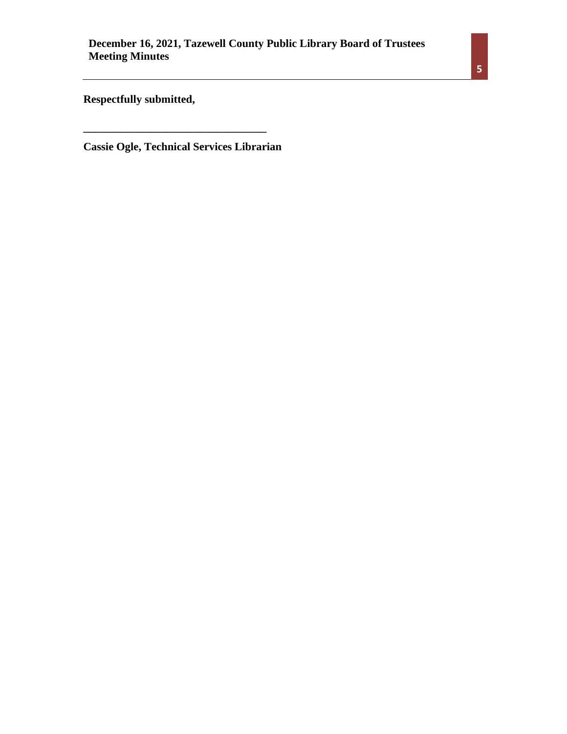**Respectfully submitted,**

**_________________________________**

**Cassie Ogle, Technical Services Librarian**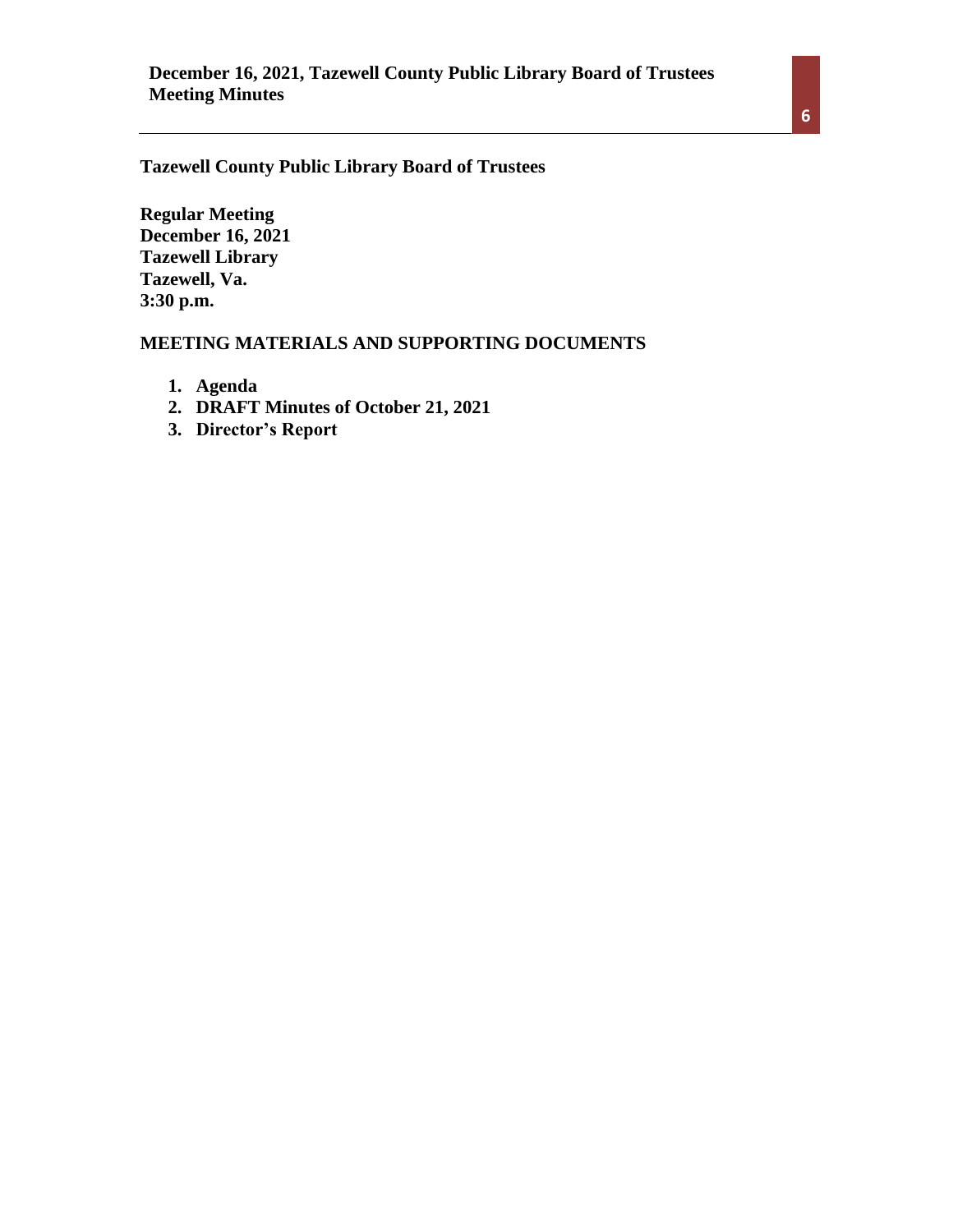**Tazewell County Public Library Board of Trustees**

**Regular Meeting**
**December 16, 2021**
**Tazewell Library**
**Tazewell, Va.**
**3:30 p.m.**

**MEETING MATERIALS AND SUPPORTING DOCUMENTS**

1. **Agenda**
2. **DRAFT Minutes of October 21, 2021**
3. **Director's Report**